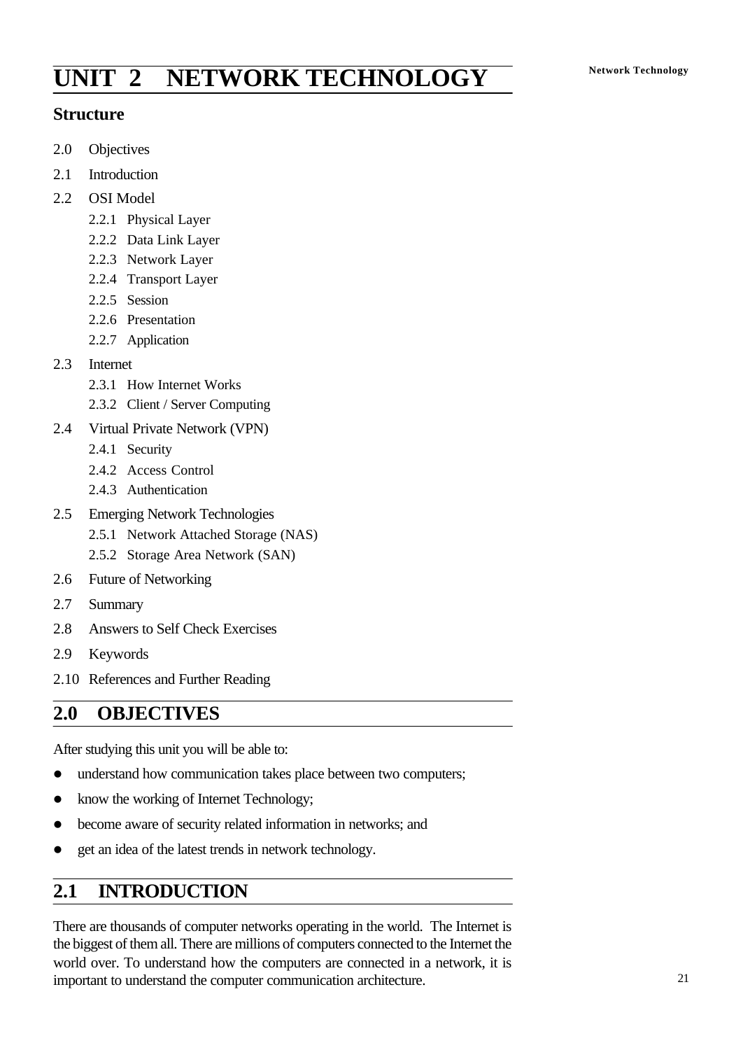# UNIT 2 NETWORK TECHNOLOGY

## Structure

2.0 Objectives

2.1 Introduction

2.2 OSI Model

- 2.2.1 Physical Layer
- 2.2.2 Data Link Layer
- 2.2.3 Network Layer
- 2.2.4 Transport Layer
- 2.2.5 Session
- 2.2.6 Presentation
- 2.2.7 Application

2.3 Internet

- 2.3.1 How Internet Works
- 2.3.2 Client / Server Computing

2.4 Virtual Private Network (VPN)

- 2.4.1 Security
- 2.4.2 Access Control
- 2.4.3 Authentication

2.5 Emerging Network Technologies

- 2.5.1 Network Attached Storage (NAS)
- 2.5.2 Storage Area Network (SAN)

2.6 Future of Networking

2.7 Summary

2.8 Answers to Self Check Exercises

2.9 Keywords

2.10 References and Further Reading

## 2.0 OBJECTIVES

After studying this unit you will be able to:

- understand how communication takes place between two computers;
- know the working of Internet Technology;
- become aware of security related information in networks; and
- get an idea of the latest trends in network technology.

## 2.1 INTRODUCTION

There are thousands of computer networks operating in the world. The Internet is the biggest of them all. There are millions of computers connected to the Internet the world over. To understand how the computers are connected in a network, it is important to understand the computer communication architecture.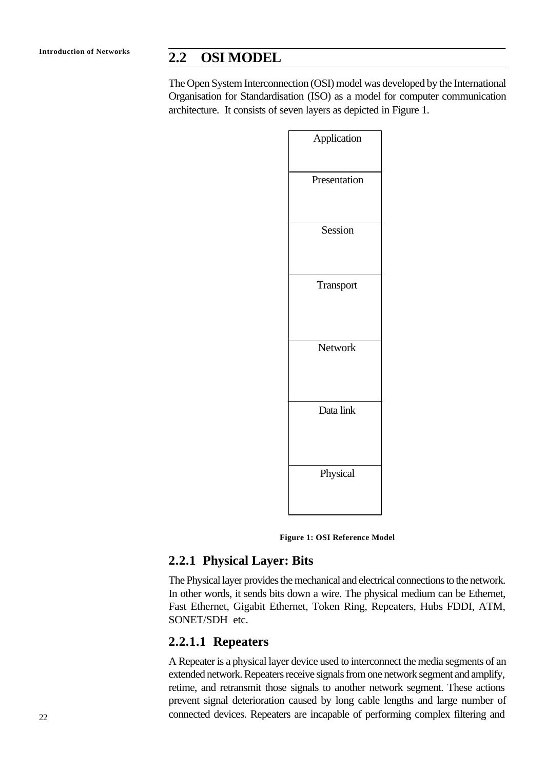## 2.2 OSI MODEL

The Open System Interconnection (OSI) model was developed by the International Organisation for Standardisation (ISO) as a model for computer communication architecture. It consists of seven layers as depicted in Figure 1.

Application

Presentation

Session

Transport

Network

Data link

Physical

**Figure 1: OSI Reference Model**

### 2.2.1 Physical Layer: Bits

The Physical layer provides the mechanical and electrical connections to the network. In other words, it sends bits down a wire. The physical medium can be Ethernet, Fast Ethernet, Gigabit Ethernet, Token Ring, Repeaters, Hubs FDDI, ATM, SONET/SDH etc.

#### 2.2.1.1 Repeaters

A Repeater is a physical layer device used to interconnect the media segments of an extended network. Repeaters receive signals from one network segment and amplify, retime, and retransmit those signals to another network segment. These actions prevent signal deterioration caused by long cable lengths and large number of connected devices. Repeaters are incapable of performing complex filtering and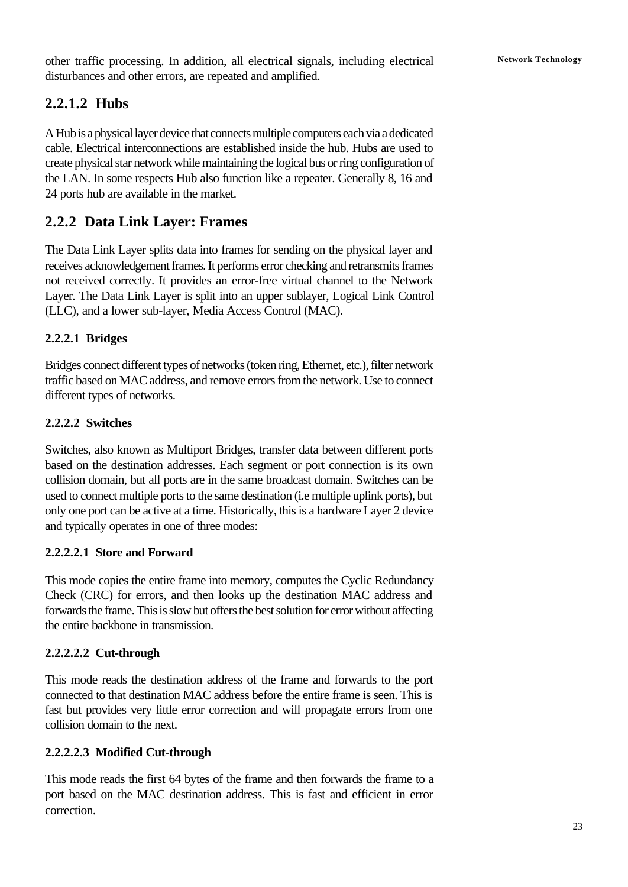other traffic processing. In addition, all electrical signals, including electrical disturbances and other errors, are repeated and amplified.

#### 2.2.1.2 Hubs

A Hub is a physical layer device that connects multiple computers each via a dedicated cable. Electrical interconnections are established inside the hub. Hubs are used to create physical star network while maintaining the logical bus or ring configuration of the LAN. In some respects Hub also function like a repeater. Generally 8, 16 and 24 ports hub are available in the market.

### 2.2.2 Data Link Layer: Frames

The Data Link Layer splits data into frames for sending on the physical layer and receives acknowledgement frames. It performs error checking and retransmits frames not received correctly. It provides an error-free virtual channel to the Network Layer. The Data Link Layer is split into an upper sublayer, Logical Link Control (LLC), and a lower sub-layer, Media Access Control (MAC).

#### 2.2.2.1 Bridges

Bridges connect different types of networks (token ring, Ethernet, etc.), filter network traffic based on MAC address, and remove errors from the network. Use to connect different types of networks.

#### 2.2.2.2 Switches

Switches, also known as Multiport Bridges, transfer data between different ports based on the destination addresses. Each segment or port connection is its own collision domain, but all ports are in the same broadcast domain. Switches can be used to connect multiple ports to the same destination (i.e multiple uplink ports), but only one port can be active at a time. Historically, this is a hardware Layer 2 device and typically operates in one of three modes:

##### 2.2.2.2.1 Store and Forward

This mode copies the entire frame into memory, computes the Cyclic Redundancy Check (CRC) for errors, and then looks up the destination MAC address and forwards the frame. This is slow but offers the best solution for error without affecting the entire backbone in transmission.

##### 2.2.2.2.2 Cut-through

This mode reads the destination address of the frame and forwards to the port connected to that destination MAC address before the entire frame is seen. This is fast but provides very little error correction and will propagate errors from one collision domain to the next.

##### 2.2.2.2.3 Modified Cut-through

This mode reads the first 64 bytes of the frame and then forwards the frame to a port based on the MAC destination address. This is fast and efficient in error correction.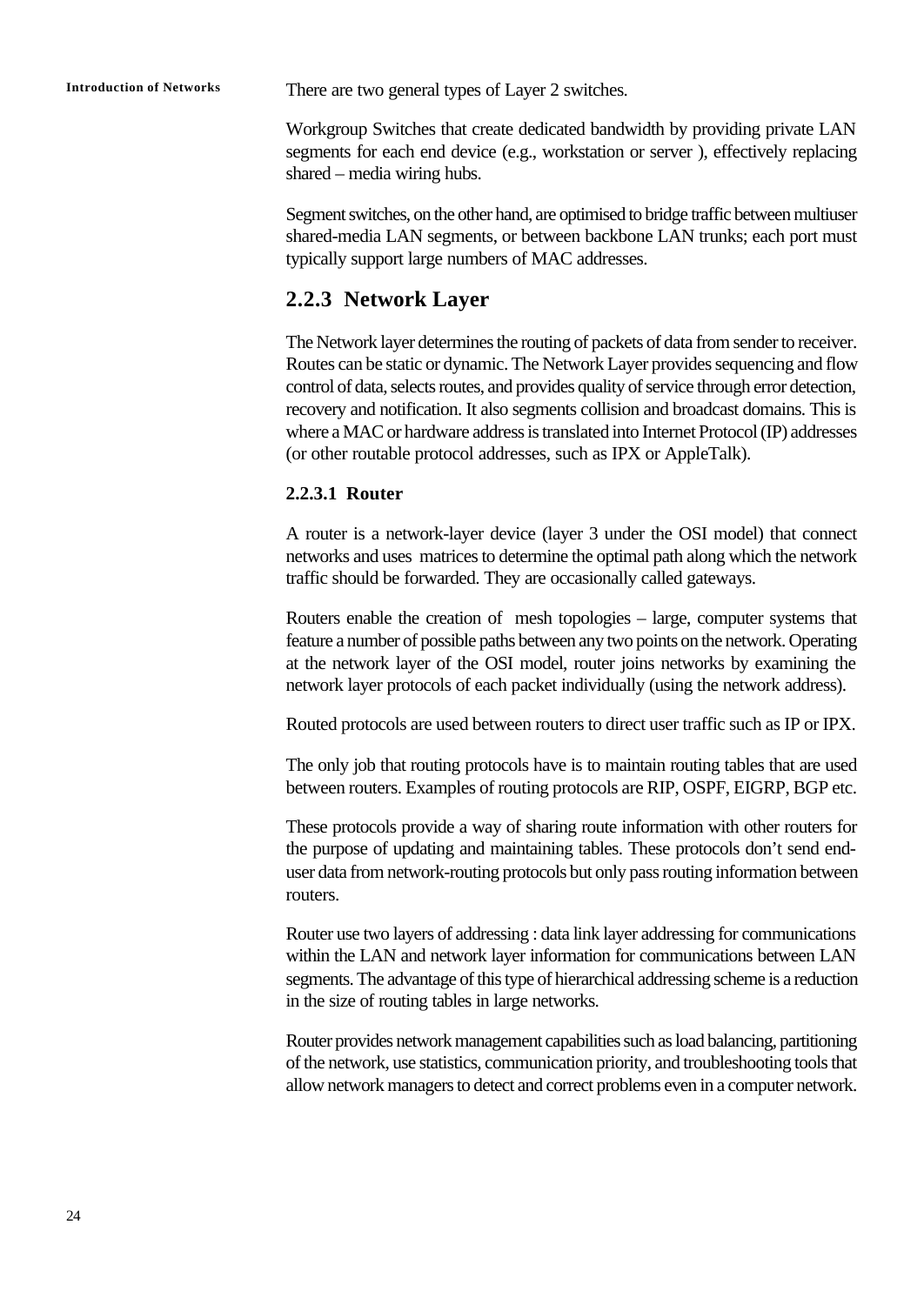There are two general types of Layer 2 switches.

Workgroup Switches that create dedicated bandwidth by providing private LAN segments for each end device (e.g., workstation or server ), effectively replacing shared – media wiring hubs.

Segment switches, on the other hand, are optimised to bridge traffic between multiuser shared-media LAN segments, or between backbone LAN trunks; each port must typically support large numbers of MAC addresses.

## 2.2.3 Network Layer

The Network layer determines the routing of packets of data from sender to receiver. Routes can be static or dynamic. The Network Layer provides sequencing and flow control of data, selects routes, and provides quality of service through error detection, recovery and notification. It also segments collision and broadcast domains. This is where a MAC or hardware address is translated into Internet Protocol (IP) addresses (or other routable protocol addresses, such as IPX or AppleTalk).

### 2.2.3.1 Router

A router is a network-layer device (layer 3 under the OSI model) that connect networks and uses matrices to determine the optimal path along which the network traffic should be forwarded. They are occasionally called gateways.

Routers enable the creation of mesh topologies – large, computer systems that feature a number of possible paths between any two points on the network. Operating at the network layer of the OSI model, router joins networks by examining the network layer protocols of each packet individually (using the network address).

Routed protocols are used between routers to direct user traffic such as IP or IPX.

The only job that routing protocols have is to maintain routing tables that are used between routers. Examples of routing protocols are RIP, OSPF, EIGRP, BGP etc.

These protocols provide a way of sharing route information with other routers for the purpose of updating and maintaining tables. These protocols don't send end-user data from network-routing protocols but only pass routing information between routers.

Router use two layers of addressing : data link layer addressing for communications within the LAN and network layer information for communications between LAN segments. The advantage of this type of hierarchical addressing scheme is a reduction in the size of routing tables in large networks.

Router provides network management capabilities such as load balancing, partitioning of the network, use statistics, communication priority, and troubleshooting tools that allow network managers to detect and correct problems even in a computer network.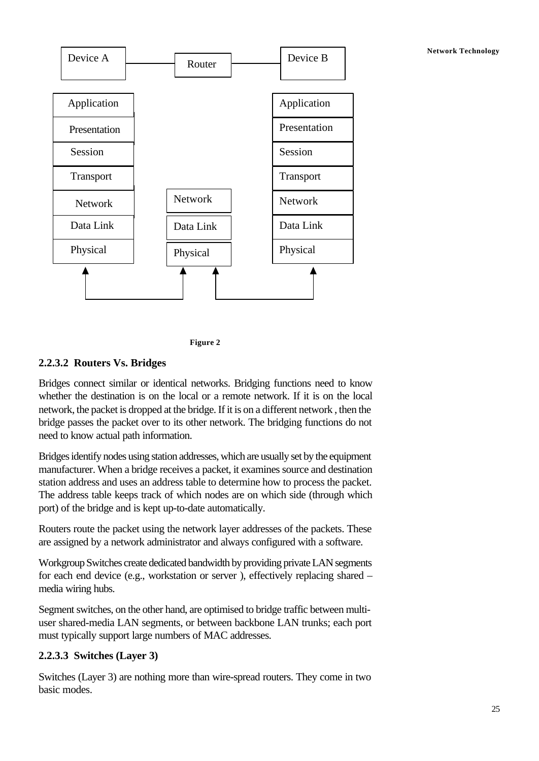Device A

Router

Device B

Application

Presentation

Session

Transport

Network

Data Link

Physical

Network

Data Link

Physical

Application

Presentation

Session

Transport

Network

Data Link

Physical

**Figure 2**

### 2.2.3.2 Routers Vs. Bridges

Bridges connect similar or identical networks. Bridging functions need to know whether the destination is on the local or a remote network. If it is on the local network, the packet is dropped at the bridge. If it is on a different network , then the bridge passes the packet over to its other network. The bridging functions do not need to know actual path information.

Bridges identify nodes using station addresses, which are usually set by the equipment manufacturer. When a bridge receives a packet, it examines source and destination station address and uses an address table to determine how to process the packet. The address table keeps track of which nodes are on which side (through which port) of the bridge and is kept up-to-date automatically.

Routers route the packet using the network layer addresses of the packets. These are assigned by a network administrator and always configured with a software.

Workgroup Switches create dedicated bandwidth by providing private LAN segments for each end device (e.g., workstation or server ), effectively replacing shared – media wiring hubs.

Segment switches, on the other hand, are optimised to bridge traffic between multi-user shared-media LAN segments, or between backbone LAN trunks; each port must typically support large numbers of MAC addresses.

### 2.2.3.3 Switches (Layer 3)

Switches (Layer 3) are nothing more than wire-spread routers. They come in two basic modes.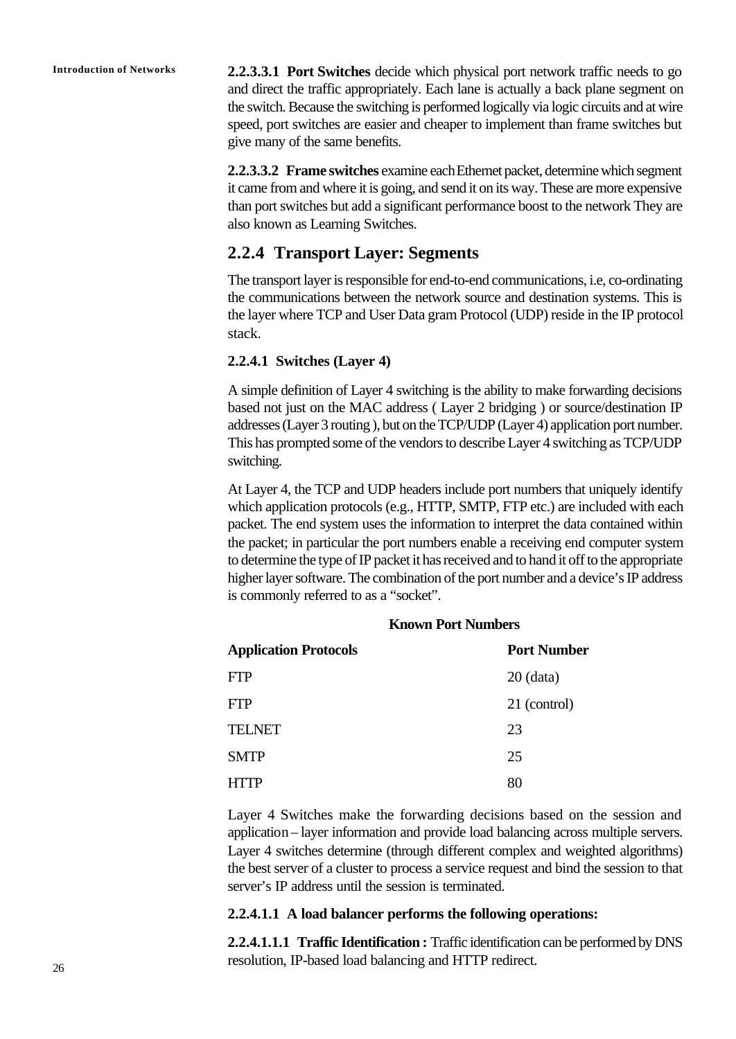**2.2.3.3.1 Port Switches** decide which physical port network traffic needs to go and direct the traffic appropriately. Each lane is actually a back plane segment on the switch. Because the switching is performed logically via logic circuits and at wire speed, port switches are easier and cheaper to implement than frame switches but give many of the same benefits.

**2.2.3.3.2 Frame switches** examine each Ethernet packet, determine which segment it came from and where it is going, and send it on its way. These are more expensive than port switches but add a significant performance boost to the network They are also known as Learning Switches.

## 2.2.4 Transport Layer: Segments

The transport layer is responsible for end-to-end communications, i.e, co-ordinating the communications between the network source and destination systems. This is the layer where TCP and User Data gram Protocol (UDP) reside in the IP protocol stack.

### 2.2.4.1 Switches (Layer 4)

A simple definition of Layer 4 switching is the ability to make forwarding decisions based not just on the MAC address ( Layer 2 bridging ) or source/destination IP addresses (Layer 3 routing ), but on the TCP/UDP (Layer 4) application port number. This has prompted some of the vendors to describe Layer 4 switching as TCP/UDP switching.

At Layer 4, the TCP and UDP headers include port numbers that uniquely identify which application protocols (e.g., HTTP, SMTP, FTP etc.) are included with each packet. The end system uses the information to interpret the data contained within the packet; in particular the port numbers enable a receiving end computer system to determine the type of IP packet it has received and to hand it off to the appropriate higher layer software. The combination of the port number and a device's IP address is commonly referred to as a "socket".

**Known Port Numbers**

| Application Protocols | Port Number |
|---|---|
| FTP | 20 (data) |
| FTP | 21 (control) |
| TELNET | 23 |
| SMTP | 25 |
| HTTP | 80 |

Layer 4 Switches make the forwarding decisions based on the session and application – layer information and provide load balancing across multiple servers. Layer 4 switches determine (through different complex and weighted algorithms) the best server of a cluster to process a service request and bind the session to that server's IP address until the session is terminated.

**2.2.4.1.1 A load balancer performs the following operations:**

**2.2.4.1.1.1 Traffic Identification :** Traffic identification can be performed by DNS resolution, IP-based load balancing and HTTP redirect.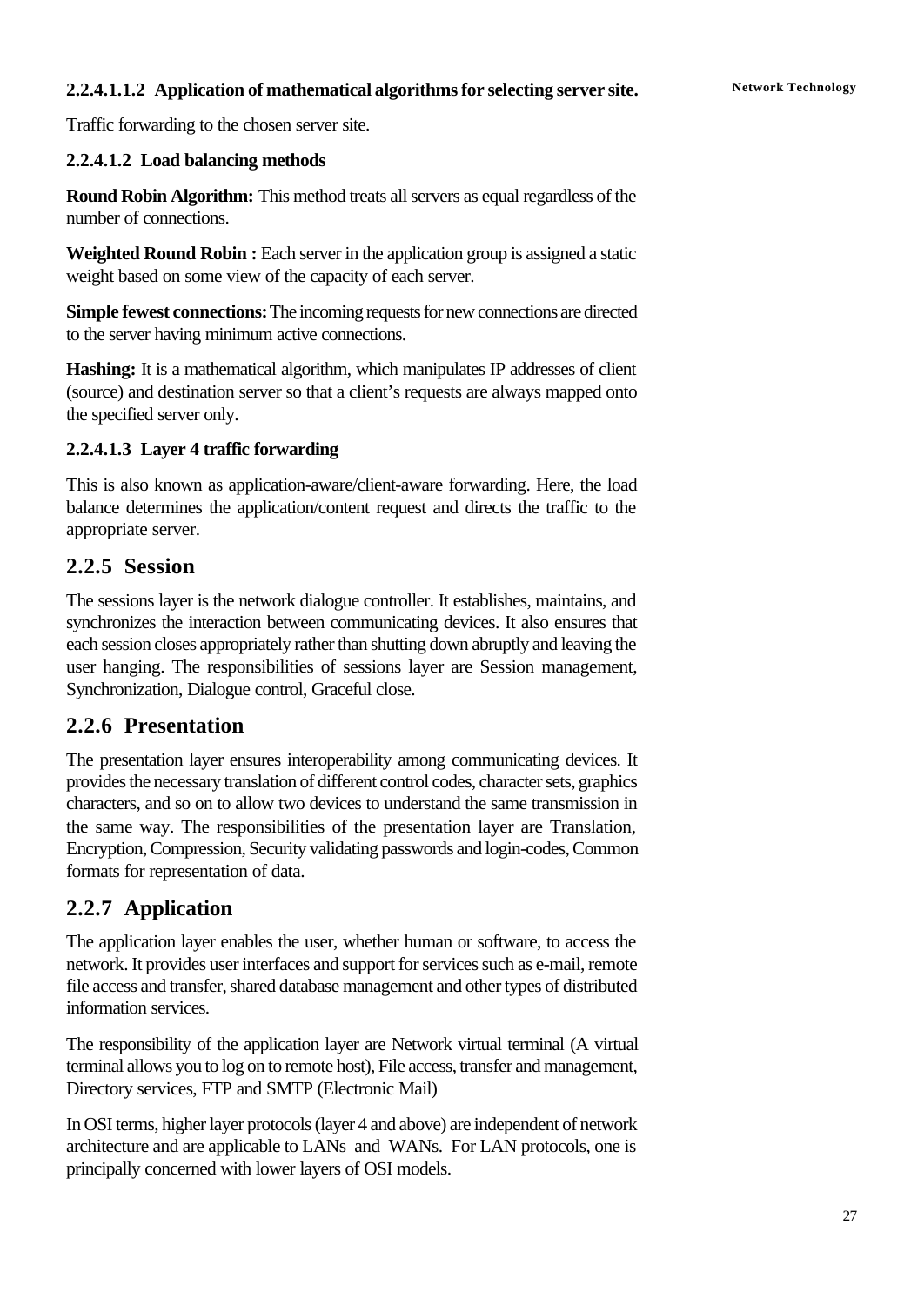#### 2.2.4.1.1.2 Application of mathematical algorithms for selecting server site.

Traffic forwarding to the chosen server site.

#### 2.2.4.1.2 Load balancing methods

**Round Robin Algorithm:** This method treats all servers as equal regardless of the number of connections.

**Weighted Round Robin :** Each server in the application group is assigned a static weight based on some view of the capacity of each server.

**Simple fewest connections:** The incoming requests for new connections are directed to the server having minimum active connections.

**Hashing:** It is a mathematical algorithm, which manipulates IP addresses of client (source) and destination server so that a client's requests are always mapped onto the specified server only.

#### 2.2.4.1.3 Layer 4 traffic forwarding

This is also known as application-aware/client-aware forwarding. Here, the load balance determines the application/content request and directs the traffic to the appropriate server.

## 2.2.5 Session

The sessions layer is the network dialogue controller. It establishes, maintains, and synchronizes the interaction between communicating devices. It also ensures that each session closes appropriately rather than shutting down abruptly and leaving the user hanging. The responsibilities of sessions layer are Session management, Synchronization, Dialogue control, Graceful close.

## 2.2.6 Presentation

The presentation layer ensures interoperability among communicating devices. It provides the necessary translation of different control codes, character sets, graphics characters, and so on to allow two devices to understand the same transmission in the same way. The responsibilities of the presentation layer are Translation, Encryption, Compression, Security validating passwords and login-codes, Common formats for representation of data.

## 2.2.7 Application

The application layer enables the user, whether human or software, to access the network. It provides user interfaces and support for services such as e-mail, remote file access and transfer, shared database management and other types of distributed information services.

The responsibility of the application layer are Network virtual terminal (A virtual terminal allows you to log on to remote host), File access, transfer and management, Directory services, FTP and SMTP (Electronic Mail)

In OSI terms, higher layer protocols (layer 4 and above) are independent of network architecture and are applicable to LANs and WANs. For LAN protocols, one is principally concerned with lower layers of OSI models.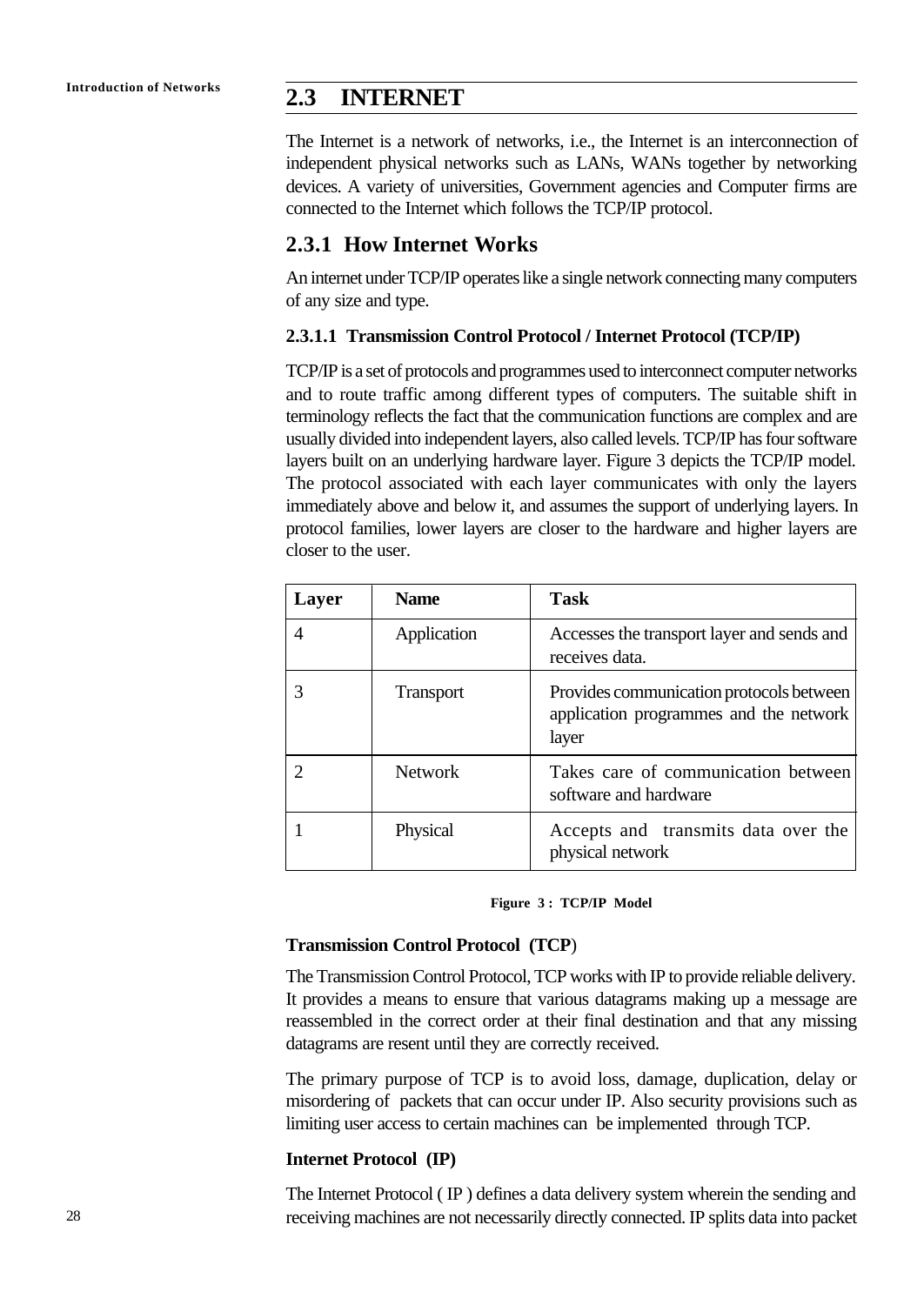## 2.3 INTERNET

The Internet is a network of networks, i.e., the Internet is an interconnection of independent physical networks such as LANs, WANs together by networking devices. A variety of universities, Government agencies and Computer firms are connected to the Internet which follows the TCP/IP protocol.

### 2.3.1 How Internet Works

An internet under TCP/IP operates like a single network connecting many computers of any size and type.

#### 2.3.1.1 Transmission Control Protocol / Internet Protocol (TCP/IP)

TCP/IP is a set of protocols and programmes used to interconnect computer networks and to route traffic among different types of computers. The suitable shift in terminology reflects the fact that the communication functions are complex and are usually divided into independent layers, also called levels. TCP/IP has four software layers built on an underlying hardware layer. Figure 3 depicts the TCP/IP model. The protocol associated with each layer communicates with only the layers immediately above and below it, and assumes the support of underlying layers. In protocol families, lower layers are closer to the hardware and higher layers are closer to the user.

| Layer | Name | Task |
|---|---|---|
| 4 | Application | Accesses the transport layer and sends and receives data. |
| 3 | Transport | Provides communication protocols between application programmes and the network layer |
| 2 | Network | Takes care of communication between software and hardware |
| 1 | Physical | Accepts and transmits data over the physical network |

**Figure 3 : TCP/IP Model**

**Transmission Control Protocol (TCP)**

The Transmission Control Protocol, TCP works with IP to provide reliable delivery. It provides a means to ensure that various datagrams making up a message are reassembled in the correct order at their final destination and that any missing datagrams are resent until they are correctly received.

The primary purpose of TCP is to avoid loss, damage, duplication, delay or misordering of packets that can occur under IP. Also security provisions such as limiting user access to certain machines can be implemented through TCP.

**Internet Protocol (IP)**

The Internet Protocol ( IP ) defines a data delivery system wherein the sending and receiving machines are not necessarily directly connected. IP splits data into packet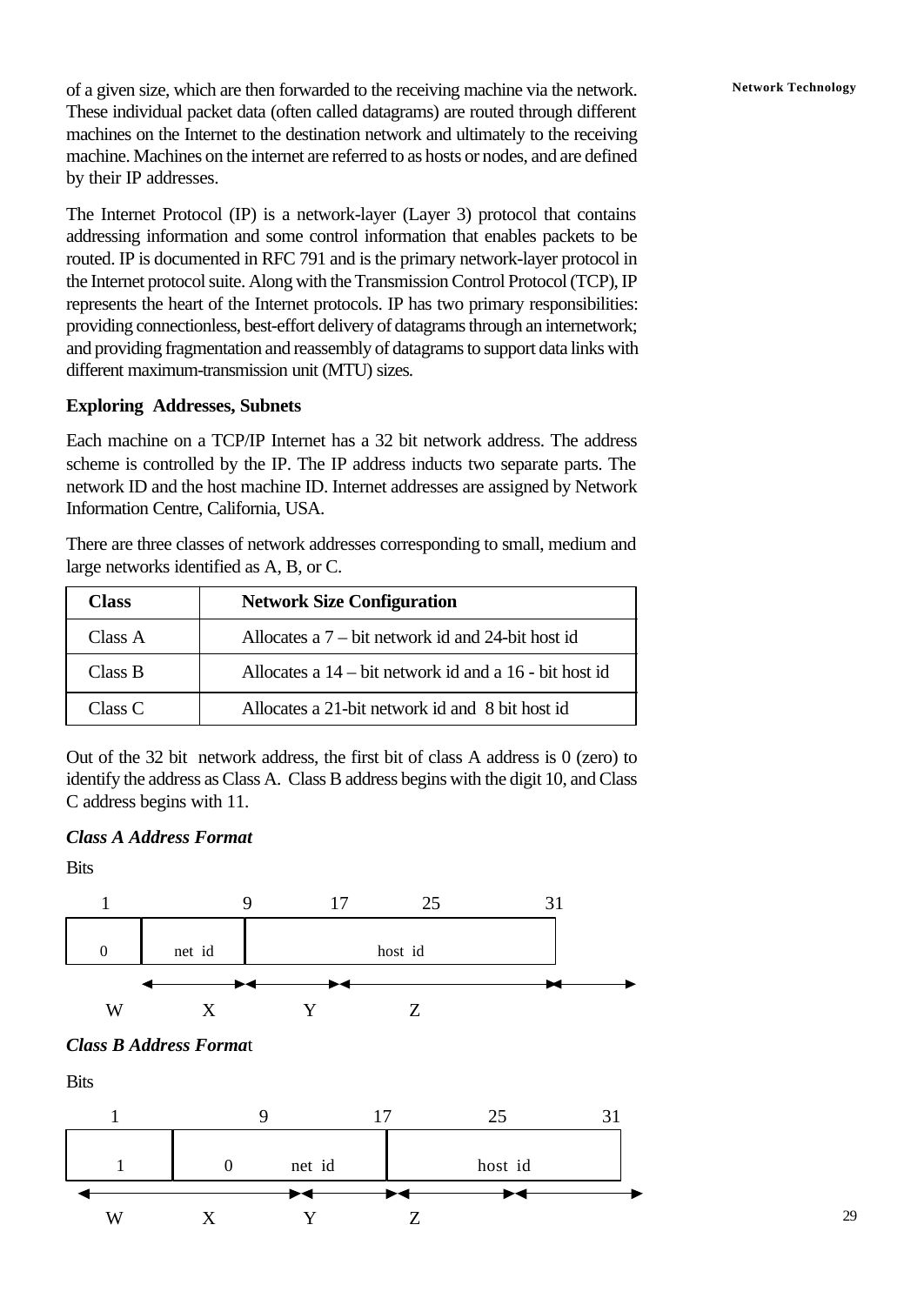of a given size, which are then forwarded to the receiving machine via the network. These individual packet data (often called datagrams) are routed through different machines on the Internet to the destination network and ultimately to the receiving machine. Machines on the internet are referred to as hosts or nodes, and are defined by their IP addresses.

The Internet Protocol (IP) is a network-layer (Layer 3) protocol that contains addressing information and some control information that enables packets to be routed. IP is documented in RFC 791 and is the primary network-layer protocol in the Internet protocol suite. Along with the Transmission Control Protocol (TCP), IP represents the heart of the Internet protocols. IP has two primary responsibilities: providing connectionless, best-effort delivery of datagrams through an internetwork; and providing fragmentation and reassembly of datagrams to support data links with different maximum-transmission unit (MTU) sizes.

**Exploring Addresses, Subnets**

Each machine on a TCP/IP Internet has a 32 bit network address. The address scheme is controlled by the IP. The IP address inducts two separate parts. The network ID and the host machine ID. Internet addresses are assigned by Network Information Centre, California, USA.

There are three classes of network addresses corresponding to small, medium and large networks identified as A, B, or C.

| Class | Network Size Configuration |
|---|---|
| Class A | Allocates a 7 – bit network id and 24-bit host id |
| Class B | Allocates a 14 – bit network id and a 16 - bit host id |
| Class C | Allocates a 21-bit network id and 8 bit host id |

Out of the 32 bit network address, the first bit of class A address is 0 (zero) to identify the address as Class A. Class B address begins with the digit 10, and Class C address begins with 11.

***Class A Address Format***

Bits

| 1 | 9 | 17 25 31 |
|---|---|---|
| 0 | net id | host id |

W X Y Z

***Class B Address Format***

Bits

| 1 | 9 | 17 25 31 |
|---|---|---|
| 1 | 0 net id | host id |

W X Y Z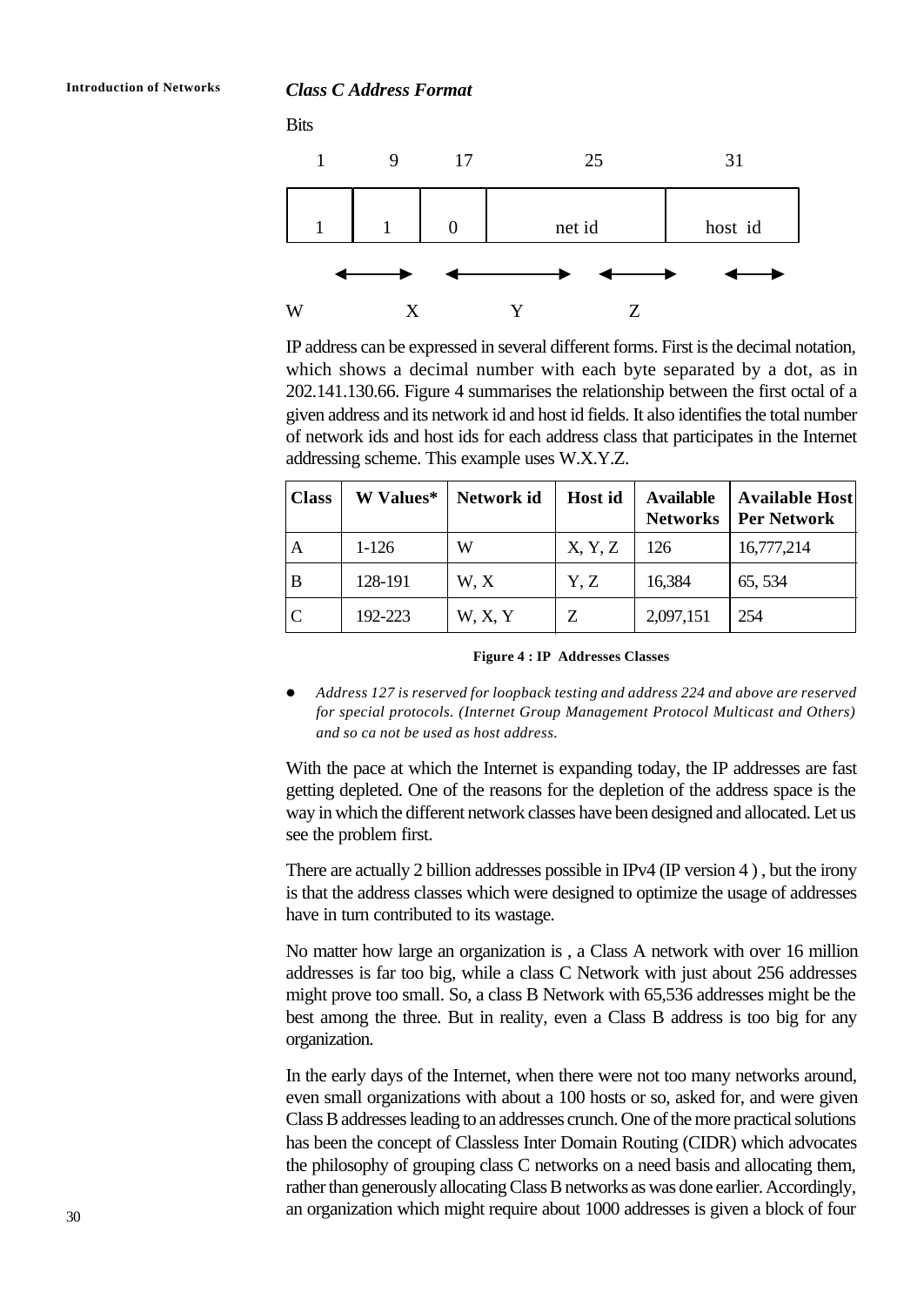*Class C Address Format*

Bits

| 1 | 9 | 17 | 25 | 31 |
|---|---|---|---|---|
| 1 | 1 | 0 | net id | host id |

W X Y Z

IP address can be expressed in several different forms. First is the decimal notation, which shows a decimal number with each byte separated by a dot, as in 202.141.130.66. Figure 4 summarises the relationship between the first octal of a given address and its network id and host id fields. It also identifies the total number of network ids and host ids for each address class that participates in the Internet addressing scheme. This example uses W.X.Y.Z.

| Class | W Values* | Network id | Host id | Available Networks | Available Host Per Network |
|---|---|---|---|---|---|
| A | 1-126 | W | X, Y, Z | 126 | 16,777,214 |
| B | 128-191 | W, X | Y, Z | 16,384 | 65, 534 |
| C | 192-223 | W, X, Y | Z | 2,097,151 | 254 |

**Figure 4 : IP Addresses Classes**

- *Address 127 is reserved for loopback testing and address 224 and above are reserved for special protocols. (Internet Group Management Protocol Multicast and Others) and so ca not be used as host address.*

With the pace at which the Internet is expanding today, the IP addresses are fast getting depleted. One of the reasons for the depletion of the address space is the way in which the different network classes have been designed and allocated. Let us see the problem first.

There are actually 2 billion addresses possible in IPv4 (IP version 4 ) , but the irony is that the address classes which were designed to optimize the usage of addresses have in turn contributed to its wastage.

No matter how large an organization is , a Class A network with over 16 million addresses is far too big, while a class C Network with just about 256 addresses might prove too small. So, a class B Network with 65,536 addresses might be the best among the three. But in reality, even a Class B address is too big for any organization.

In the early days of the Internet, when there were not too many networks around, even small organizations with about a 100 hosts or so, asked for, and were given Class B addresses leading to an addresses crunch. One of the more practical solutions has been the concept of Classless Inter Domain Routing (CIDR) which advocates the philosophy of grouping class C networks on a need basis and allocating them, rather than generously allocating Class B networks as was done earlier. Accordingly, an organization which might require about 1000 addresses is given a block of four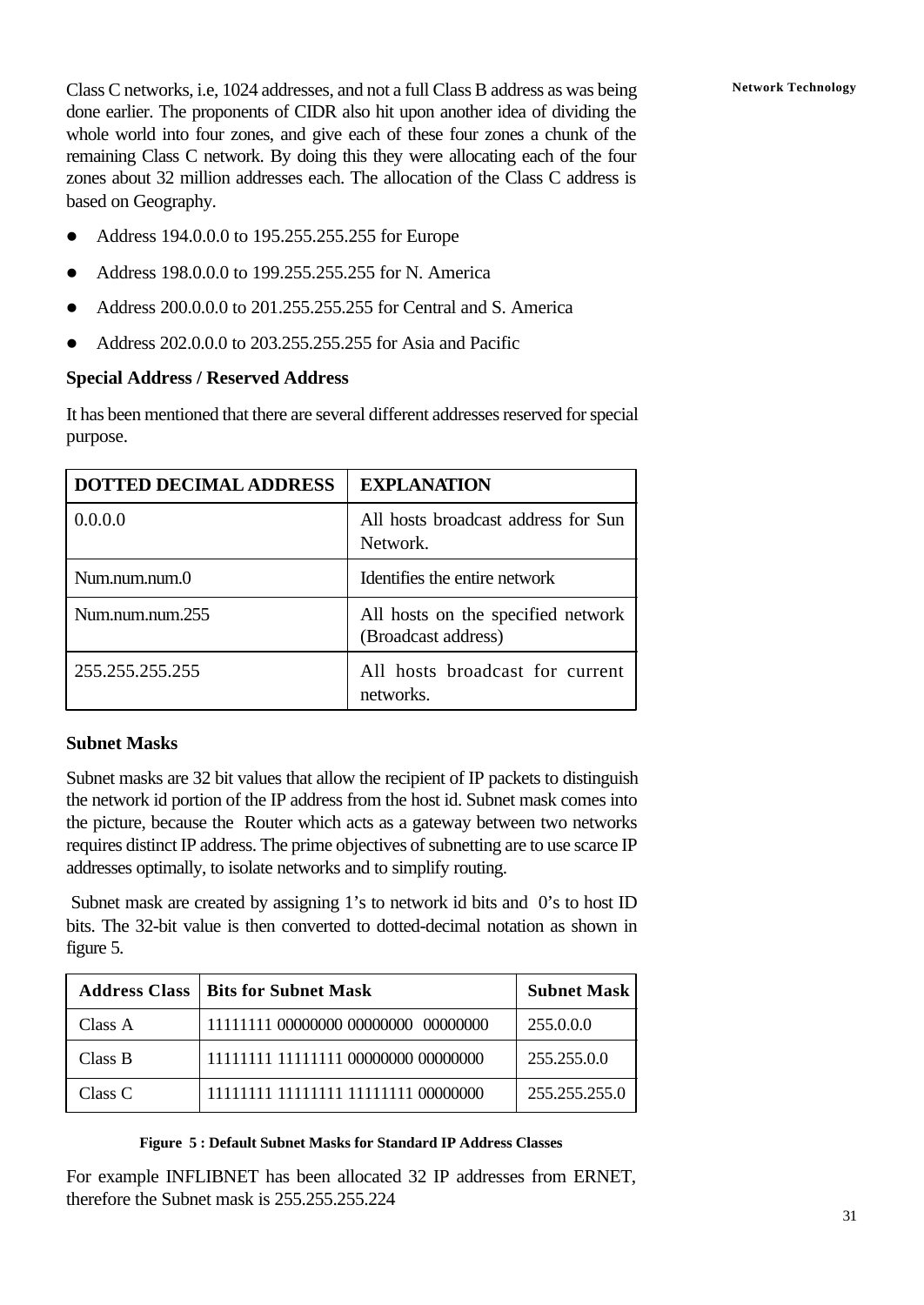Class C networks, i.e, 1024 addresses, and not a full Class B address as was being done earlier. The proponents of CIDR also hit upon another idea of dividing the whole world into four zones, and give each of these four zones a chunk of the remaining Class C network. By doing this they were allocating each of the four zones about 32 million addresses each. The allocation of the Class C address is based on Geography.

- Address 194.0.0.0 to 195.255.255.255 for Europe
- Address 198.0.0.0 to 199.255.255.255 for N. America
- Address 200.0.0.0 to 201.255.255.255 for Central and S. America
- Address 202.0.0.0 to 203.255.255.255 for Asia and Pacific

**Special Address / Reserved Address**

It has been mentioned that there are several different addresses reserved for special purpose.

| DOTTED DECIMAL ADDRESS | EXPLANATION |
|---|---|
| 0.0.0.0 | All hosts broadcast address for Sun Network. |
| Num.num.num.0 | Identifies the entire network |
| Num.num.num.255 | All hosts on the specified network (Broadcast address) |
| 255.255.255.255 | All hosts broadcast for current networks. |

**Subnet Masks**

Subnet masks are 32 bit values that allow the recipient of IP packets to distinguish the network id portion of the IP address from the host id. Subnet mask comes into the picture, because the Router which acts as a gateway between two networks requires distinct IP address. The prime objectives of subnetting are to use scarce IP addresses optimally, to isolate networks and to simplify routing.

Subnet mask are created by assigning 1's to network id bits and 0's to host ID bits. The 32-bit value is then converted to dotted-decimal notation as shown in figure 5.

| Address Class | Bits for Subnet Mask | Subnet Mask |
|---|---|---|
| Class A | 11111111 00000000 00000000 00000000 | 255.0.0.0 |
| Class B | 11111111 11111111 00000000 00000000 | 255.255.0.0 |
| Class C | 11111111 11111111 11111111 00000000 | 255.255.255.0 |

**Figure 5 : Default Subnet Masks for Standard IP Address Classes**

For example INFLIBNET has been allocated 32 IP addresses from ERNET, therefore the Subnet mask is 255.255.255.224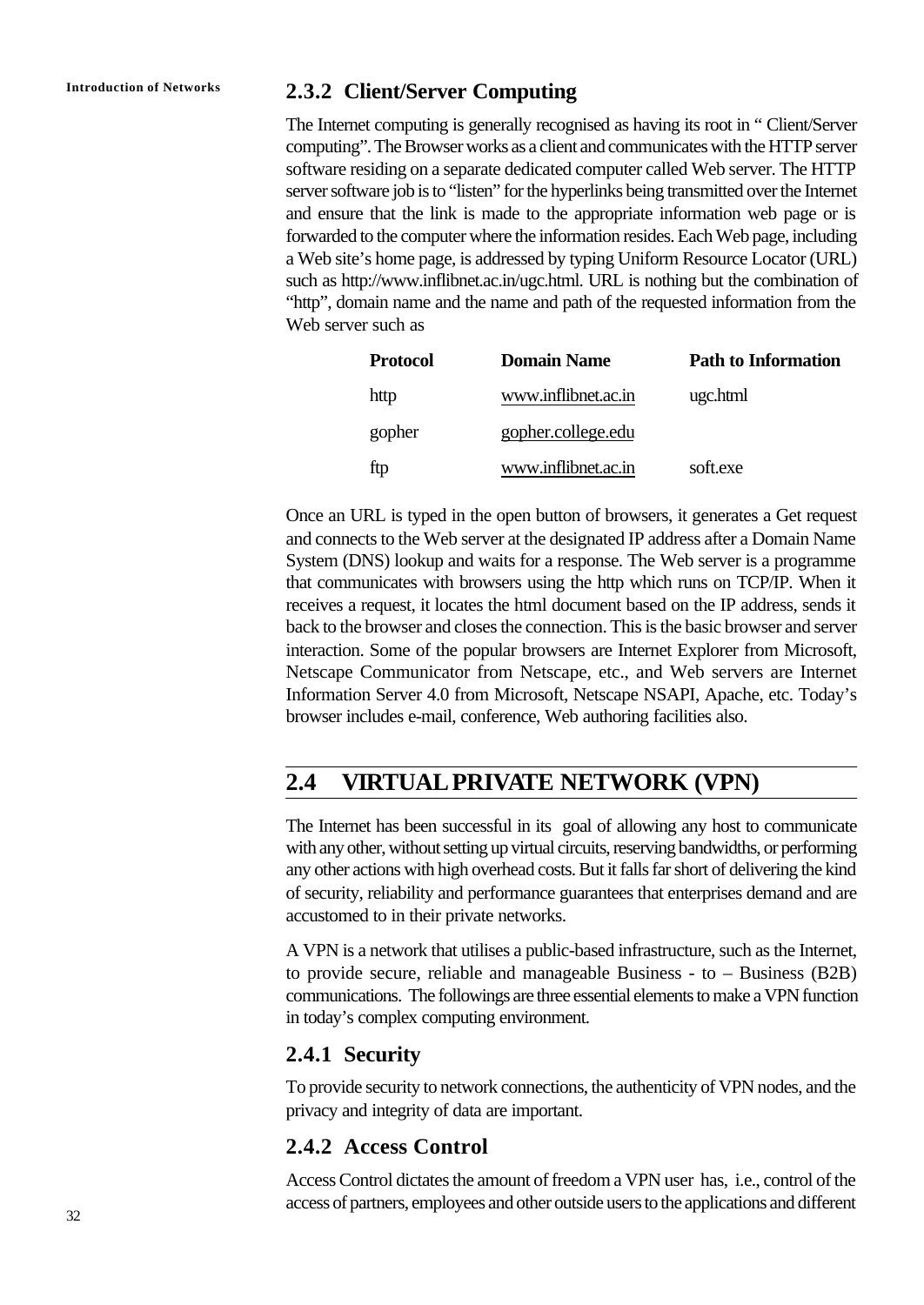### 2.3.2 Client/Server Computing

The Internet computing is generally recognised as having its root in " Client/Server computing". The Browser works as a client and communicates with the HTTP server software residing on a separate dedicated computer called Web server. The HTTP server software job is to "listen" for the hyperlinks being transmitted over the Internet and ensure that the link is made to the appropriate information web page or is forwarded to the computer where the information resides. Each Web page, including a Web site's home page, is addressed by typing Uniform Resource Locator (URL) such as http://www.inflibnet.ac.in/ugc.html. URL is nothing but the combination of "http", domain name and the name and path of the requested information from the Web server such as

| Protocol | Domain Name | Path to Information |
|---|---|---|
| http | www.inflibnet.ac.in | ugc.html |
| gopher | gopher.college.edu | |
| ftp | www.inflibnet.ac.in | soft.exe |

Once an URL is typed in the open button of browsers, it generates a Get request and connects to the Web server at the designated IP address after a Domain Name System (DNS) lookup and waits for a response. The Web server is a programme that communicates with browsers using the http which runs on TCP/IP. When it receives a request, it locates the html document based on the IP address, sends it back to the browser and closes the connection. This is the basic browser and server interaction. Some of the popular browsers are Internet Explorer from Microsoft, Netscape Communicator from Netscape, etc., and Web servers are Internet Information Server 4.0 from Microsoft, Netscape NSAPI, Apache, etc. Today's browser includes e-mail, conference, Web authoring facilities also.

## 2.4 VIRTUAL PRIVATE NETWORK (VPN)

The Internet has been successful in its goal of allowing any host to communicate with any other, without setting up virtual circuits, reserving bandwidths, or performing any other actions with high overhead costs. But it falls far short of delivering the kind of security, reliability and performance guarantees that enterprises demand and are accustomed to in their private networks.

A VPN is a network that utilises a public-based infrastructure, such as the Internet, to provide secure, reliable and manageable Business - to – Business (B2B) communications. The followings are three essential elements to make a VPN function in today's complex computing environment.

### 2.4.1 Security

To provide security to network connections, the authenticity of VPN nodes, and the privacy and integrity of data are important.

### 2.4.2 Access Control

Access Control dictates the amount of freedom a VPN user has, i.e., control of the access of partners, employees and other outside users to the applications and different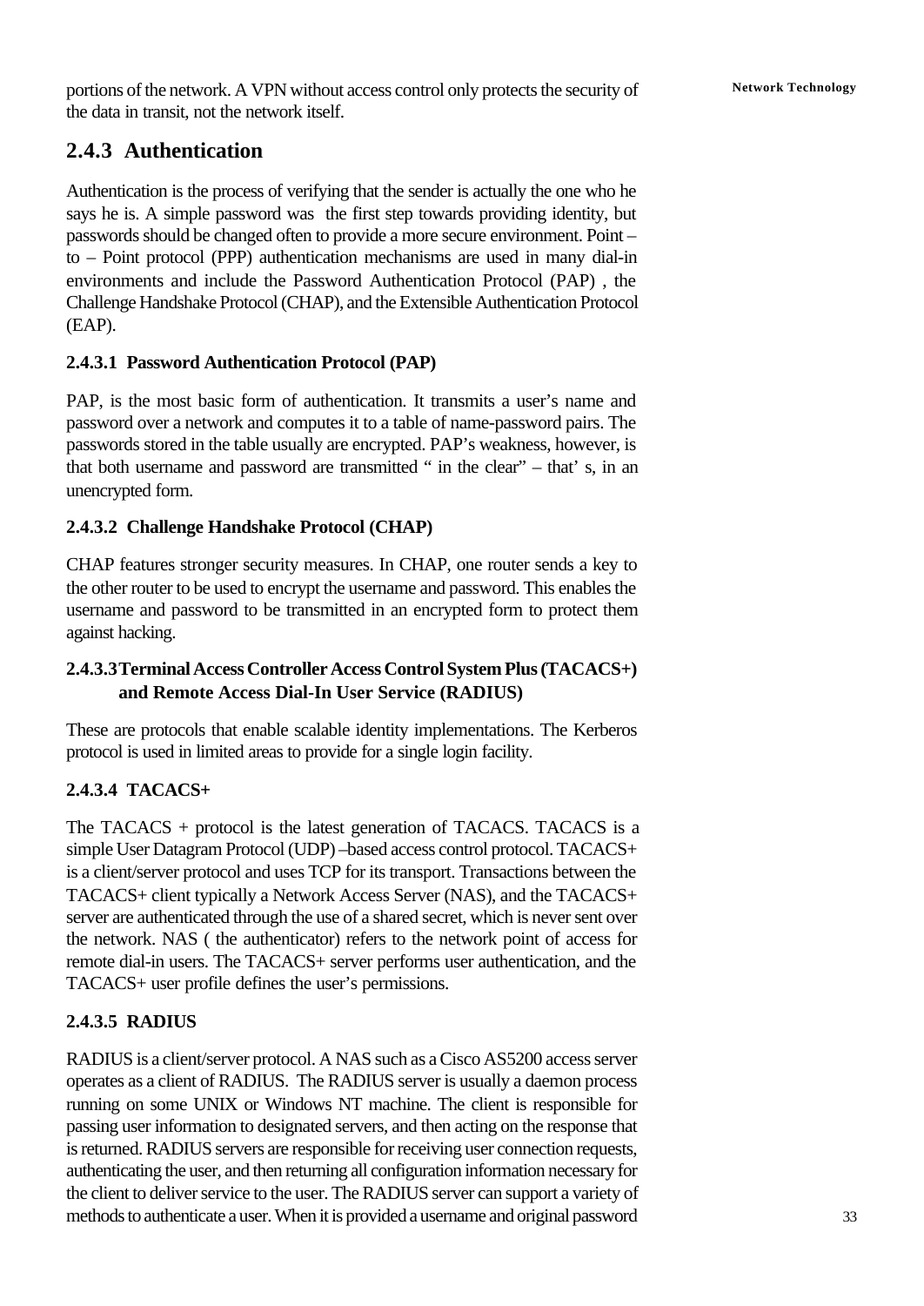portions of the network. A VPN without access control only protects the security of the data in transit, not the network itself.

## 2.4.3 Authentication

Authentication is the process of verifying that the sender is actually the one who he says he is. A simple password was the first step towards providing identity, but passwords should be changed often to provide a more secure environment. Point – to – Point protocol (PPP) authentication mechanisms are used in many dial-in environments and include the Password Authentication Protocol (PAP) , the Challenge Handshake Protocol (CHAP), and the Extensible Authentication Protocol (EAP).

### 2.4.3.1 Password Authentication Protocol (PAP)

PAP, is the most basic form of authentication. It transmits a user's name and password over a network and computes it to a table of name-password pairs. The passwords stored in the table usually are encrypted. PAP's weakness, however, is that both username and password are transmitted " in the clear" – that' s, in an unencrypted form.

### 2.4.3.2 Challenge Handshake Protocol (CHAP)

CHAP features stronger security measures. In CHAP, one router sends a key to the other router to be used to encrypt the username and password. This enables the username and password to be transmitted in an encrypted form to protect them against hacking.

### 2.4.3.3 Terminal Access Controller Access Control System Plus (TACACS+) and Remote Access Dial-In User Service (RADIUS)

These are protocols that enable scalable identity implementations. The Kerberos protocol is used in limited areas to provide for a single login facility.

### 2.4.3.4 TACACS+

The TACACS + protocol is the latest generation of TACACS. TACACS is a simple User Datagram Protocol (UDP) –based access control protocol. TACACS+ is a client/server protocol and uses TCP for its transport. Transactions between the TACACS+ client typically a Network Access Server (NAS), and the TACACS+ server are authenticated through the use of a shared secret, which is never sent over the network. NAS ( the authenticator) refers to the network point of access for remote dial-in users. The TACACS+ server performs user authentication, and the TACACS+ user profile defines the user's permissions.

### 2.4.3.5 RADIUS

RADIUS is a client/server protocol. A NAS such as a Cisco AS5200 access server operates as a client of RADIUS. The RADIUS server is usually a daemon process running on some UNIX or Windows NT machine. The client is responsible for passing user information to designated servers, and then acting on the response that is returned. RADIUS servers are responsible for receiving user connection requests, authenticating the user, and then returning all configuration information necessary for the client to deliver service to the user. The RADIUS server can support a variety of methods to authenticate a user. When it is provided a username and original password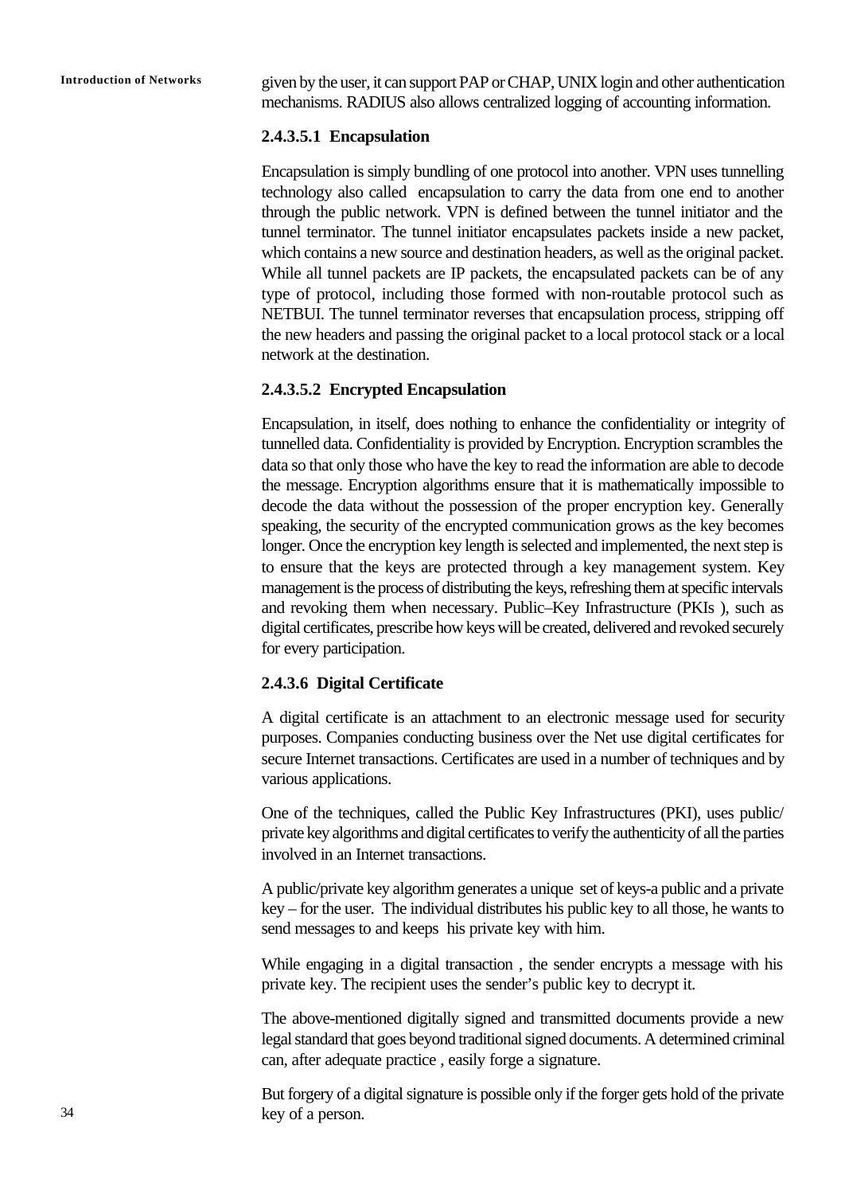given by the user, it can support PAP or CHAP, UNIX login and other authentication mechanisms. RADIUS also allows centralized logging of accounting information.

#### 2.4.3.5.1 Encapsulation

Encapsulation is simply bundling of one protocol into another. VPN uses tunnelling technology also called encapsulation to carry the data from one end to another through the public network. VPN is defined between the tunnel initiator and the tunnel terminator. The tunnel initiator encapsulates packets inside a new packet, which contains a new source and destination headers, as well as the original packet. While all tunnel packets are IP packets, the encapsulated packets can be of any type of protocol, including those formed with non-routable protocol such as NETBUI. The tunnel terminator reverses that encapsulation process, stripping off the new headers and passing the original packet to a local protocol stack or a local network at the destination.

#### 2.4.3.5.2 Encrypted Encapsulation

Encapsulation, in itself, does nothing to enhance the confidentiality or integrity of tunnelled data. Confidentiality is provided by Encryption. Encryption scrambles the data so that only those who have the key to read the information are able to decode the message. Encryption algorithms ensure that it is mathematically impossible to decode the data without the possession of the proper encryption key. Generally speaking, the security of the encrypted communication grows as the key becomes longer. Once the encryption key length is selected and implemented, the next step is to ensure that the keys are protected through a key management system. Key management is the process of distributing the keys, refreshing them at specific intervals and revoking them when necessary. Public–Key Infrastructure (PKIs ), such as digital certificates, prescribe how keys will be created, delivered and revoked securely for every participation.

### 2.4.3.6 Digital Certificate

A digital certificate is an attachment to an electronic message used for security purposes. Companies conducting business over the Net use digital certificates for secure Internet transactions. Certificates are used in a number of techniques and by various applications.

One of the techniques, called the Public Key Infrastructures (PKI), uses public/private key algorithms and digital certificates to verify the authenticity of all the parties involved in an Internet transactions.

A public/private key algorithm generates a unique set of keys-a public and a private key – for the user. The individual distributes his public key to all those, he wants to send messages to and keeps his private key with him.

While engaging in a digital transaction , the sender encrypts a message with his private key. The recipient uses the sender's public key to decrypt it.

The above-mentioned digitally signed and transmitted documents provide a new legal standard that goes beyond traditional signed documents. A determined criminal can, after adequate practice , easily forge a signature.

But forgery of a digital signature is possible only if the forger gets hold of the private key of a person.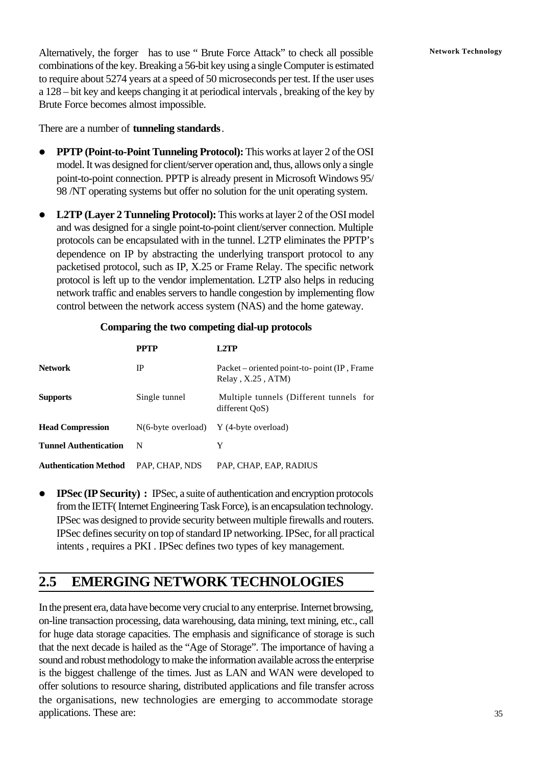Alternatively, the forger has to use " Brute Force Attack" to check all possible combinations of the key. Breaking a 56-bit key using a single Computer is estimated to require about 5274 years at a speed of 50 microseconds per test. If the user uses a 128 – bit key and keeps changing it at periodical intervals , breaking of the key by Brute Force becomes almost impossible.

There are a number of **tunneling standards**.

- **PPTP (Point-to-Point Tunneling Protocol):** This works at layer 2 of the OSI model. It was designed for client/server operation and, thus, allows only a single point-to-point connection. PPTP is already present in Microsoft Windows 95/ 98 /NT operating systems but offer no solution for the unit operating system.

- **L2TP (Layer 2 Tunneling Protocol):** This works at layer 2 of the OSI model and was designed for a single point-to-point client/server connection. Multiple protocols can be encapsulated with in the tunnel. L2TP eliminates the PPTP's dependence on IP by abstracting the underlying transport protocol to any packetised protocol, such as IP, X.25 or Frame Relay. The specific network protocol is left up to the vendor implementation. L2TP also helps in reducing network traffic and enables servers to handle congestion by implementing flow control between the network access system (NAS) and the home gateway.

**Comparing the two competing dial-up protocols**

| | **PPTP** | **L2TP** |
|---|---|---|
| **Network** | IP | Packet – oriented point-to- point (IP , Frame Relay , X.25 , ATM) |
| **Supports** | Single tunnel | Multiple tunnels (Different tunnels for different QoS) |
| **Head Compression** | N(6-byte overload) | Y (4-byte overload) |
| **Tunnel Authentication** | N | Y |
| **Authentication Method** | PAP, CHAP, NDS | PAP, CHAP, EAP, RADIUS |

- **IPSec (IP Security) :** IPSec, a suite of authentication and encryption protocols from the IETF( Internet Engineering Task Force), is an encapsulation technology. IPSec was designed to provide security between multiple firewalls and routers. IPSec defines security on top of standard IP networking. IPSec, for all practical intents , requires a PKI . IPSec defines two types of key management.

## 2.5 EMERGING NETWORK TECHNOLOGIES

In the present era, data have become very crucial to any enterprise. Internet browsing, on-line transaction processing, data warehousing, data mining, text mining, etc., call for huge data storage capacities. The emphasis and significance of storage is such that the next decade is hailed as the "Age of Storage". The importance of having a sound and robust methodology to make the information available across the enterprise is the biggest challenge of the times. Just as LAN and WAN were developed to offer solutions to resource sharing, distributed applications and file transfer across the organisations, new technologies are emerging to accommodate storage applications. These are: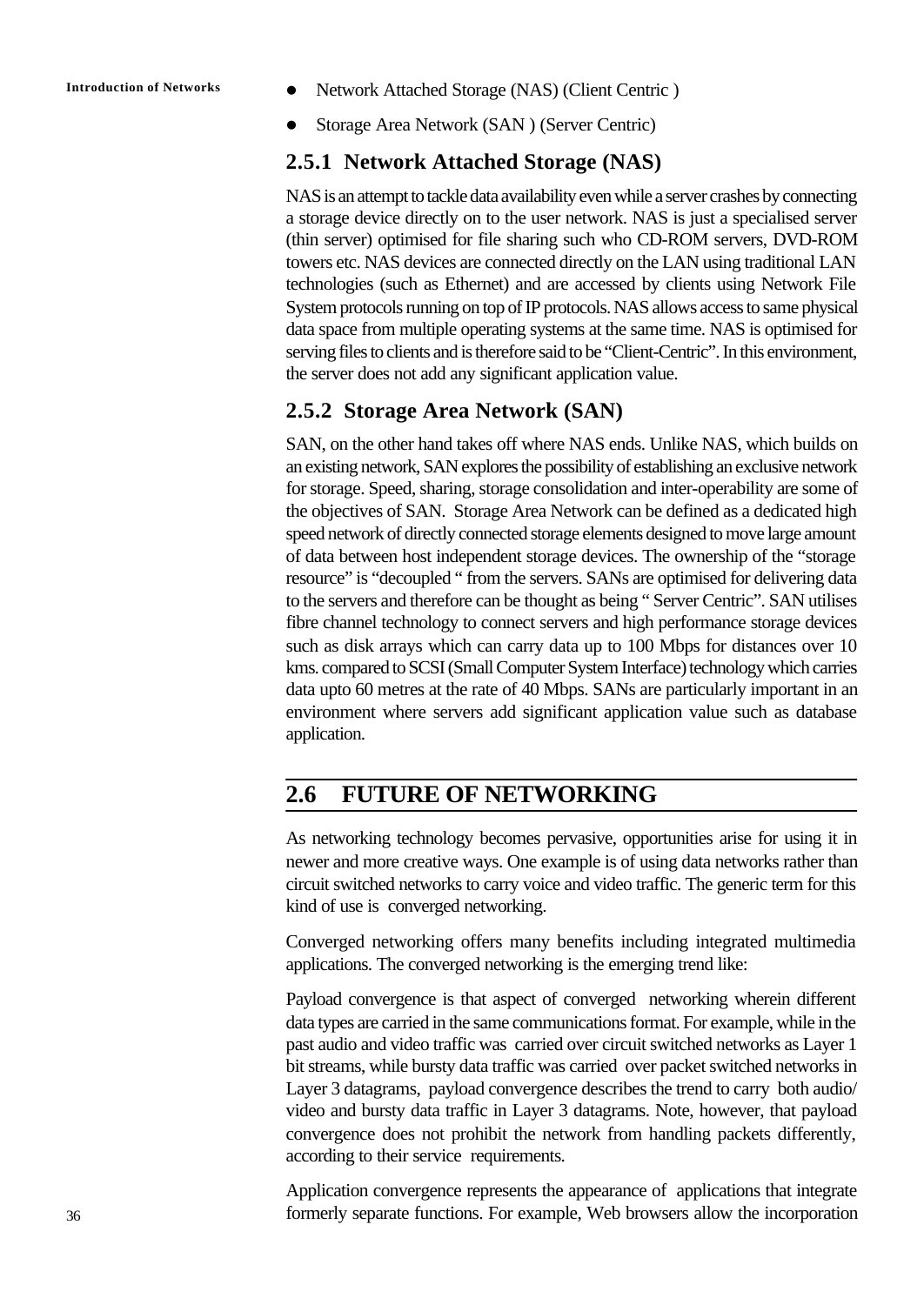- Network Attached Storage (NAS) (Client Centric )
- Storage Area Network (SAN ) (Server Centric)

### 2.5.1 Network Attached Storage (NAS)

NAS is an attempt to tackle data availability even while a server crashes by connecting a storage device directly on to the user network. NAS is just a specialised server (thin server) optimised for file sharing such who CD-ROM servers, DVD-ROM towers etc. NAS devices are connected directly on the LAN using traditional LAN technologies (such as Ethernet) and are accessed by clients using Network File System protocols running on top of IP protocols. NAS allows access to same physical data space from multiple operating systems at the same time. NAS is optimised for serving files to clients and is therefore said to be "Client-Centric". In this environment, the server does not add any significant application value.

### 2.5.2 Storage Area Network (SAN)

SAN, on the other hand takes off where NAS ends. Unlike NAS, which builds on an existing network, SAN explores the possibility of establishing an exclusive network for storage. Speed, sharing, storage consolidation and inter-operability are some of the objectives of SAN. Storage Area Network can be defined as a dedicated high speed network of directly connected storage elements designed to move large amount of data between host independent storage devices. The ownership of the "storage resource" is "decoupled " from the servers. SANs are optimised for delivering data to the servers and therefore can be thought as being " Server Centric". SAN utilises fibre channel technology to connect servers and high performance storage devices such as disk arrays which can carry data up to 100 Mbps for distances over 10 kms. compared to SCSI (Small Computer System Interface) technology which carries data upto 60 metres at the rate of 40 Mbps. SANs are particularly important in an environment where servers add significant application value such as database application.

## 2.6 FUTURE OF NETWORKING

As networking technology becomes pervasive, opportunities arise for using it in newer and more creative ways. One example is of using data networks rather than circuit switched networks to carry voice and video traffic. The generic term for this kind of use is converged networking.

Converged networking offers many benefits including integrated multimedia applications. The converged networking is the emerging trend like:

Payload convergence is that aspect of converged networking wherein different data types are carried in the same communications format. For example, while in the past audio and video traffic was carried over circuit switched networks as Layer 1 bit streams, while bursty data traffic was carried over packet switched networks in Layer 3 datagrams, payload convergence describes the trend to carry both audio/video and bursty data traffic in Layer 3 datagrams. Note, however, that payload convergence does not prohibit the network from handling packets differently, according to their service requirements.

Application convergence represents the appearance of applications that integrate formerly separate functions. For example, Web browsers allow the incorporation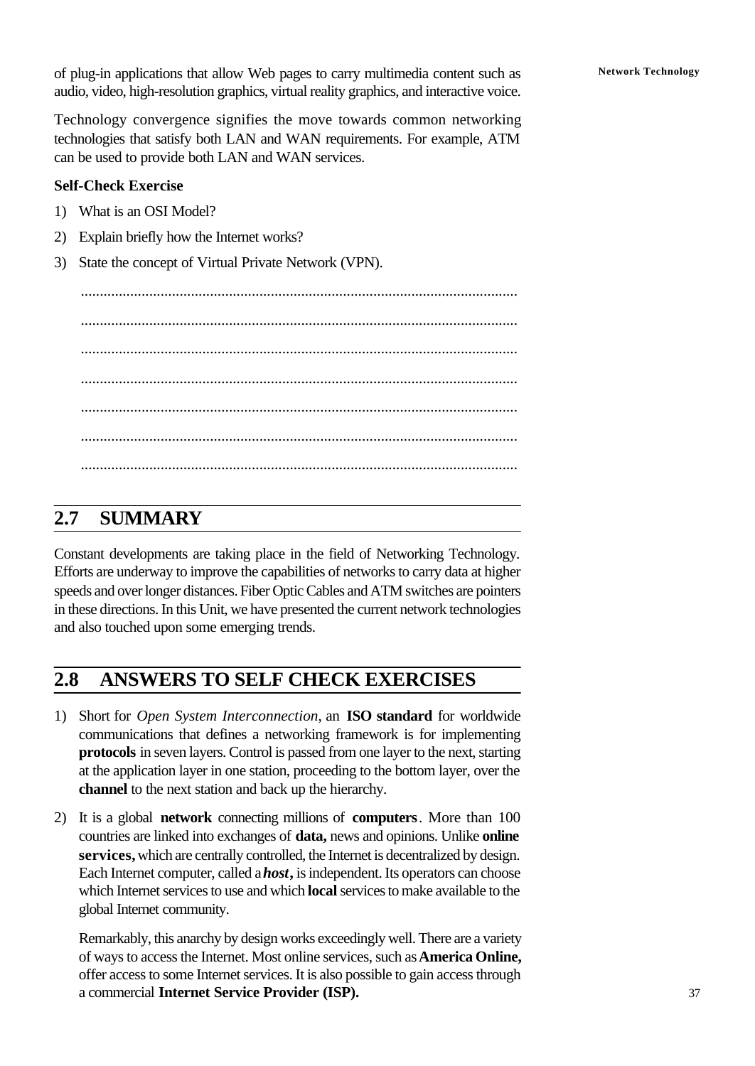of plug-in applications that allow Web pages to carry multimedia content such as audio, video, high-resolution graphics, virtual reality graphics, and interactive voice.

Technology convergence signifies the move towards common networking technologies that satisfy both LAN and WAN requirements. For example, ATM can be used to provide both LAN and WAN services.

**Self-Check Exercise**

1) What is an OSI Model?
2) Explain briefly how the Internet works?
3) State the concept of Virtual Private Network (VPN).

..................................................................................................................

..................................................................................................................

..................................................................................................................

..................................................................................................................

..................................................................................................................

..................................................................................................................

..................................................................................................................

## 2.7 SUMMARY

Constant developments are taking place in the field of Networking Technology. Efforts are underway to improve the capabilities of networks to carry data at higher speeds and over longer distances. Fiber Optic Cables and ATM switches are pointers in these directions. In this Unit, we have presented the current network technologies and also touched upon some emerging trends.

## 2.8 ANSWERS TO SELF CHECK EXERCISES

1) Short for *Open System Interconnection*, an **ISO standard** for worldwide communications that defines a networking framework is for implementing **protocols** in seven layers. Control is passed from one layer to the next, starting at the application layer in one station, proceeding to the bottom layer, over the **channel** to the next station and back up the hierarchy.

2) It is a global **network** connecting millions of **computers**. More than 100 countries are linked into exchanges of **data,** news and opinions. Unlike **online services,** which are centrally controlled, the Internet is decentralized by design. Each Internet computer, called a ***host***, is independent. Its operators can choose which Internet services to use and which **local** services to make available to the global Internet community.

   Remarkably, this anarchy by design works exceedingly well. There are a variety of ways to access the Internet. Most online services, such as **America Online,** offer access to some Internet services. It is also possible to gain access through a commercial **Internet Service Provider (ISP).**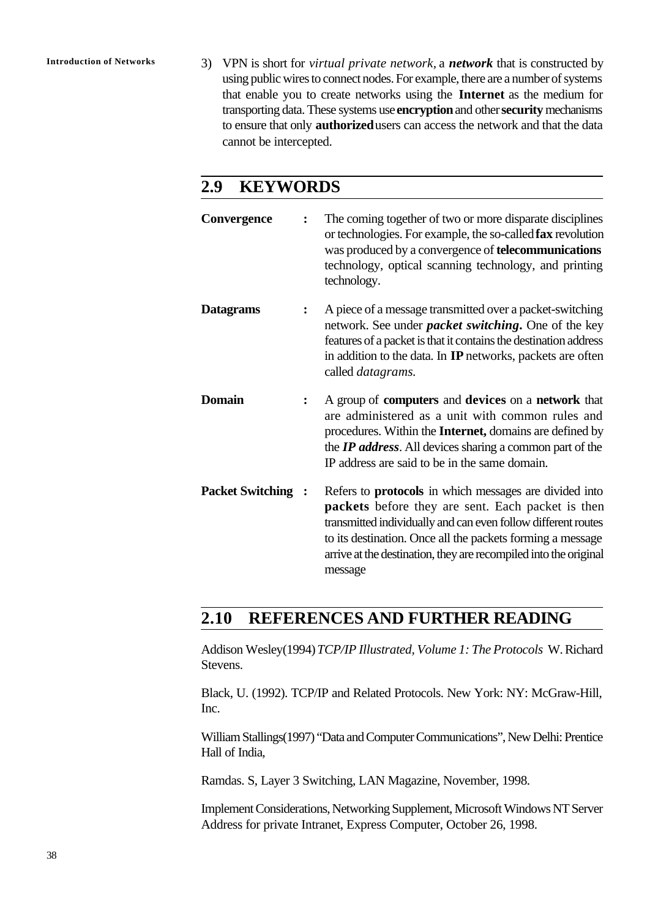3) VPN is short for *virtual private network*, a ***network*** that is constructed by using public wires to connect nodes. For example, there are a number of systems that enable you to create networks using the **Internet** as the medium for transporting data. These systems use **encryption** and other **security** mechanisms to ensure that only **authorized** users can access the network and that the data cannot be intercepted.

## 2.9 KEYWORDS

**Convergence** : The coming together of two or more disparate disciplines or technologies. For example, the so-called **fax** revolution was produced by a convergence of **telecommunications** technology, optical scanning technology, and printing technology.

**Datagrams** : A piece of a message transmitted over a packet-switching network. See under ***packet switching*.** One of the key features of a packet is that it contains the destination address in addition to the data. In **IP** networks, packets are often called *datagrams*.

**Domain** : A group of **computers** and **devices** on a **network** that are administered as a unit with common rules and procedures. Within the **Internet,** domains are defined by the ***IP address***. All devices sharing a common part of the IP address are said to be in the same domain.

**Packet Switching** : Refers to **protocols** in which messages are divided into **packets** before they are sent. Each packet is then transmitted individually and can even follow different routes to its destination. Once all the packets forming a message arrive at the destination, they are recompiled into the original message

## 2.10 REFERENCES AND FURTHER READING

Addison Wesley(1994) *TCP/IP Illustrated, Volume 1: The Protocols* W. Richard Stevens.

Black, U. (1992). TCP/IP and Related Protocols. New York: NY: McGraw-Hill, Inc.

William Stallings(1997) "Data and Computer Communications", New Delhi: Prentice Hall of India,

Ramdas. S, Layer 3 Switching, LAN Magazine, November, 1998.

Implement Considerations, Networking Supplement, Microsoft Windows NT Server Address for private Intranet, Express Computer, October 26, 1998.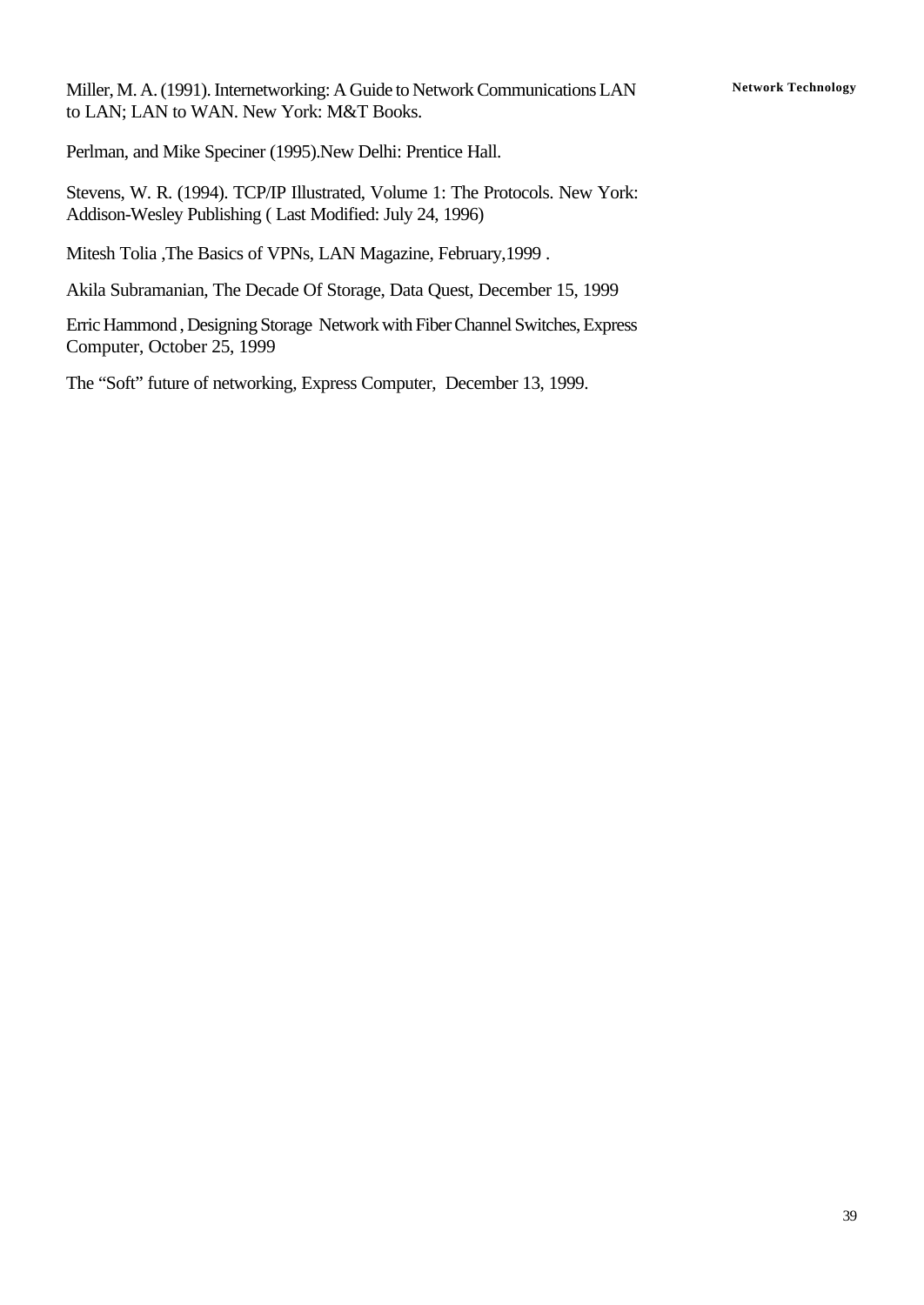Miller, M. A. (1991). Internetworking: A Guide to Network Communications LAN to LAN; LAN to WAN. New York: M&T Books.

Perlman, and Mike Speciner (1995).New Delhi: Prentice Hall.

Stevens, W. R. (1994). TCP/IP Illustrated, Volume 1: The Protocols. New York: Addison-Wesley Publishing ( Last Modified: July 24, 1996)

Mitesh Tolia ,The Basics of VPNs, LAN Magazine, February,1999 .

Akila Subramanian, The Decade Of Storage, Data Quest, December 15, 1999

Erric Hammond , Designing Storage Network with Fiber Channel Switches, Express Computer, October 25, 1999

The "Soft" future of networking, Express Computer, December 13, 1999.